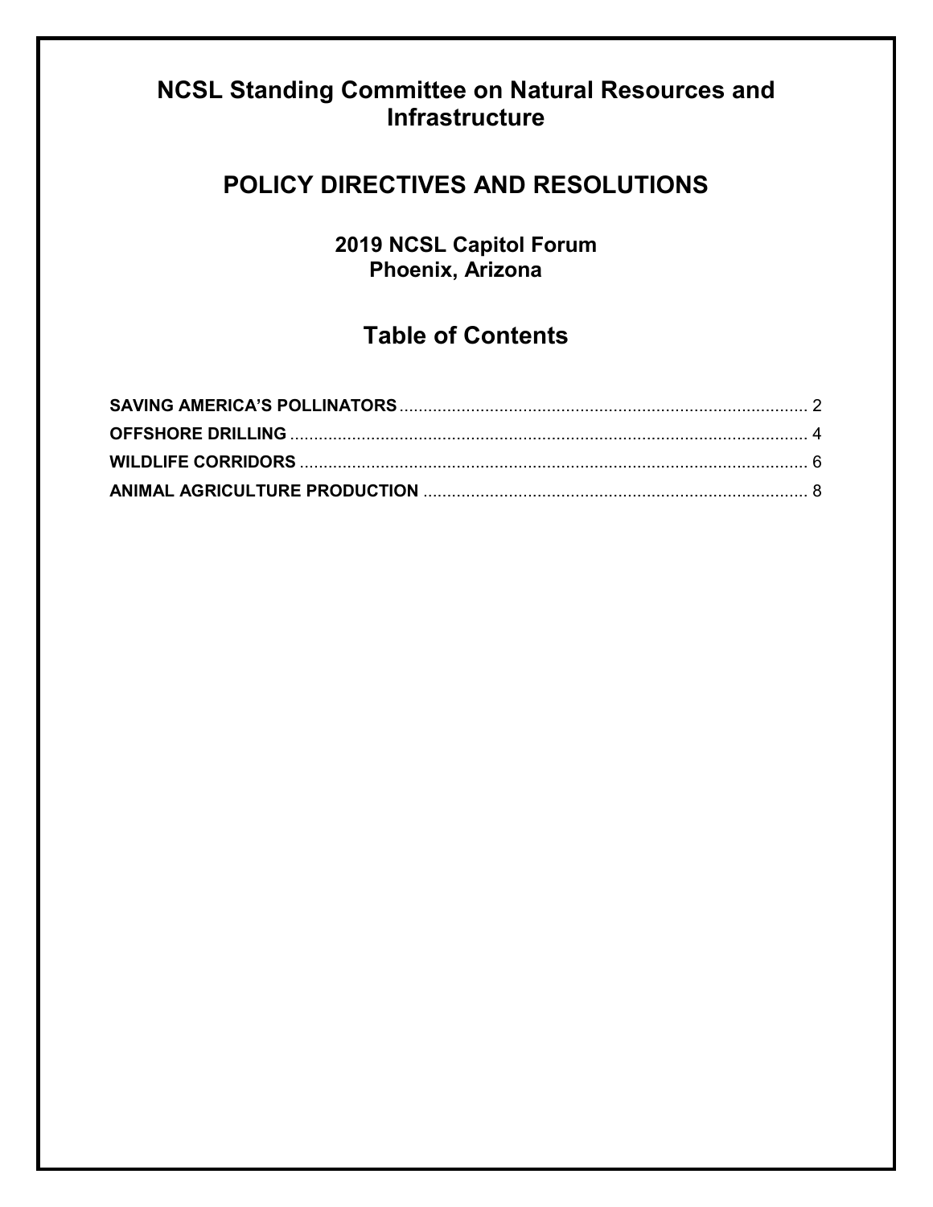# NCSL Standing Committee on Natural Resources and Infrastructure

## POLICY DIRECTIVES AND RESOLUTIONS

### 2019 NCSL Capitol Forum
### Phoenix, Arizona

## Table of Contents

**SAVING AMERICA'S POLLINATORS** ..................................................................................... 2

**OFFSHORE DRILLING** ............................................................................................................ 4

**WILDLIFE CORRIDORS** .......................................................................................................... 6

**ANIMAL AGRICULTURE PRODUCTION** ................................................................................. 8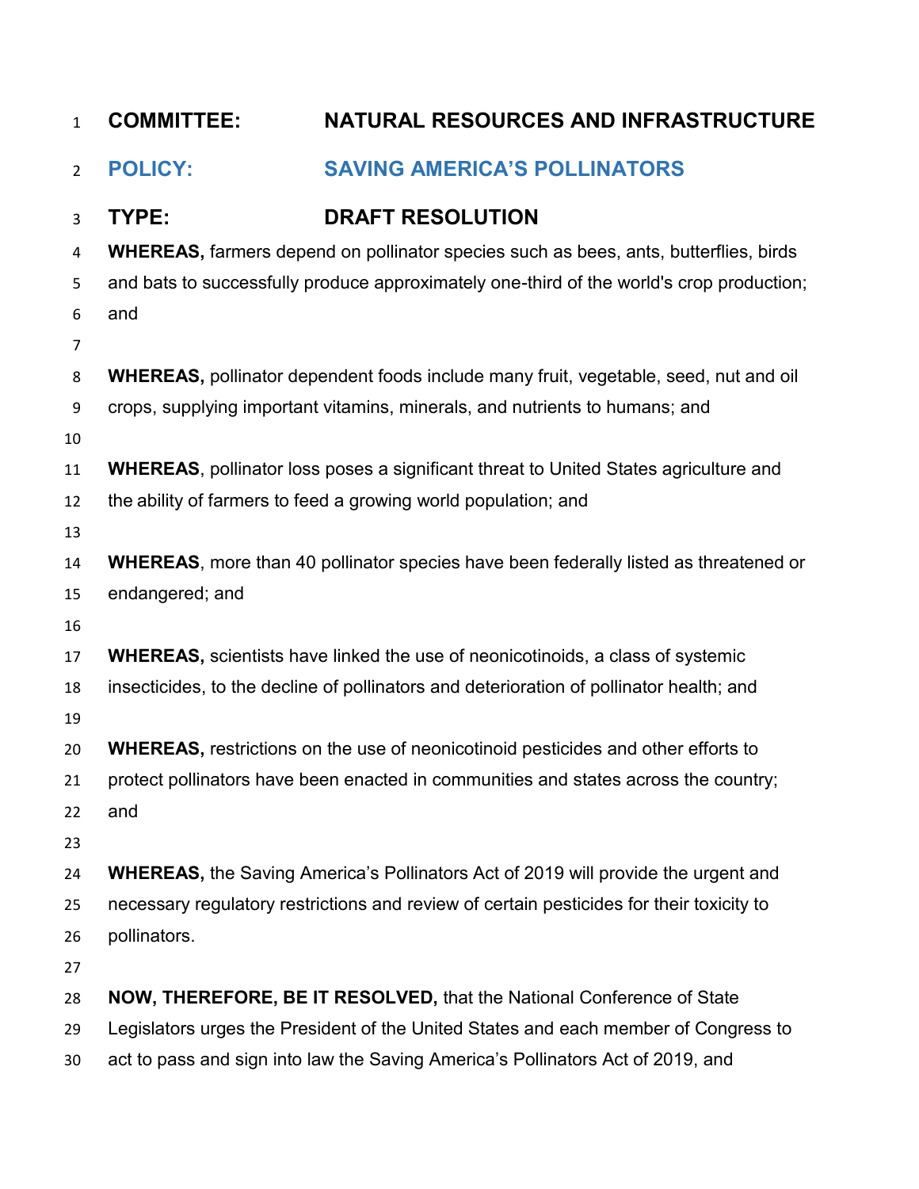**COMMITTEE:** **NATURAL RESOURCES AND INFRASTRUCTURE**

**POLICY:** **SAVING AMERICA'S POLLINATORS**

**TYPE:** **DRAFT RESOLUTION**

**WHEREAS,** farmers depend on pollinator species such as bees, ants, butterflies, birds and bats to successfully produce approximately one-third of the world's crop production; and

**WHEREAS,** pollinator dependent foods include many fruit, vegetable, seed, nut and oil crops, supplying important vitamins, minerals, and nutrients to humans; and

**WHEREAS**, pollinator loss poses a significant threat to United States agriculture and the ability of farmers to feed a growing world population; and

**WHEREAS**, more than 40 pollinator species have been federally listed as threatened or endangered; and

**WHEREAS,** scientists have linked the use of neonicotinoids, a class of systemic insecticides, to the decline of pollinators and deterioration of pollinator health; and

**WHEREAS,** restrictions on the use of neonicotinoid pesticides and other efforts to protect pollinators have been enacted in communities and states across the country; and

**WHEREAS,** the Saving America's Pollinators Act of 2019 will provide the urgent and necessary regulatory restrictions and review of certain pesticides for their toxicity to pollinators.

**NOW, THEREFORE, BE IT RESOLVED,** that the National Conference of State Legislators urges the President of the United States and each member of Congress to act to pass and sign into law the Saving America's Pollinators Act of 2019, and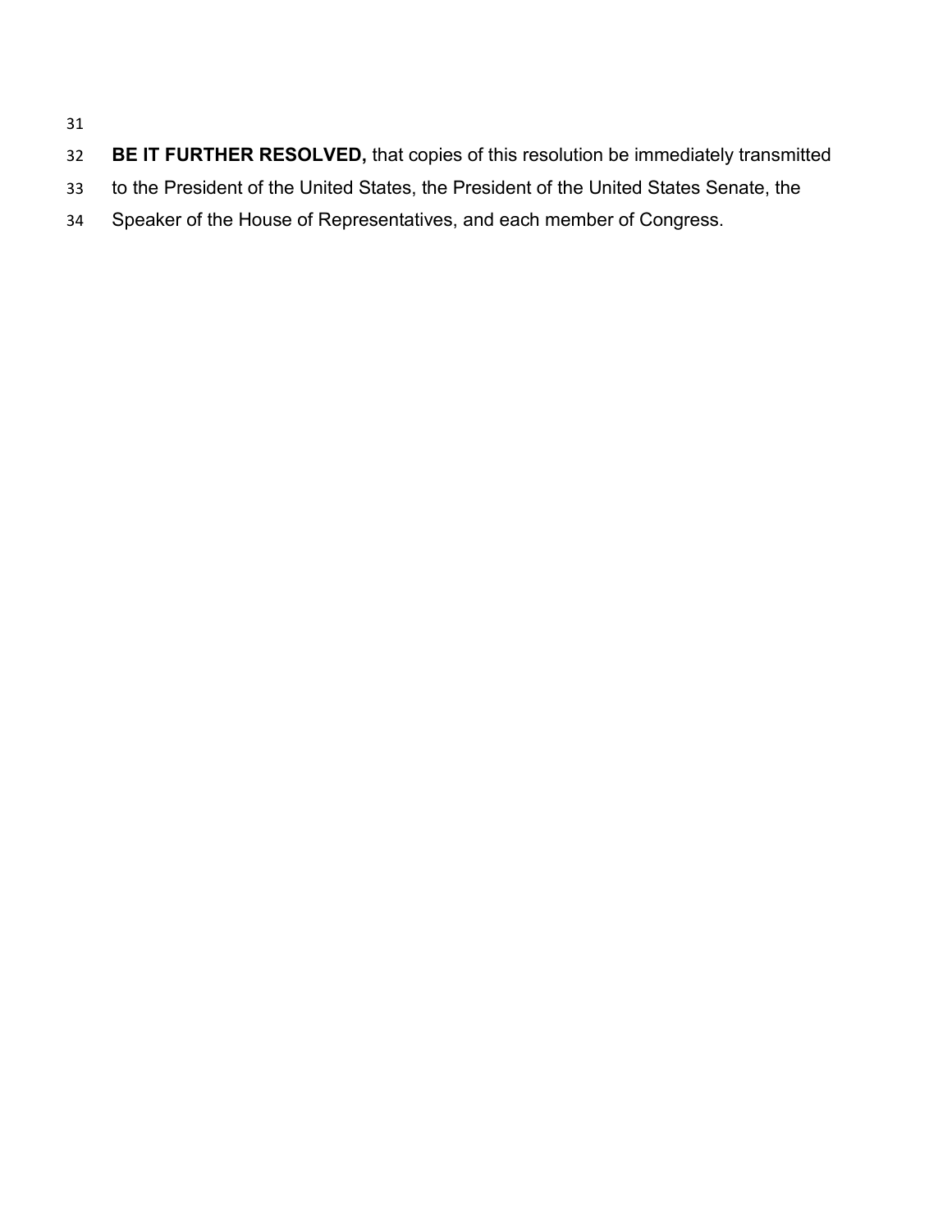**BE IT FURTHER RESOLVED,** that copies of this resolution be immediately transmitted to the President of the United States, the President of the United States Senate, the Speaker of the House of Representatives, and each member of Congress.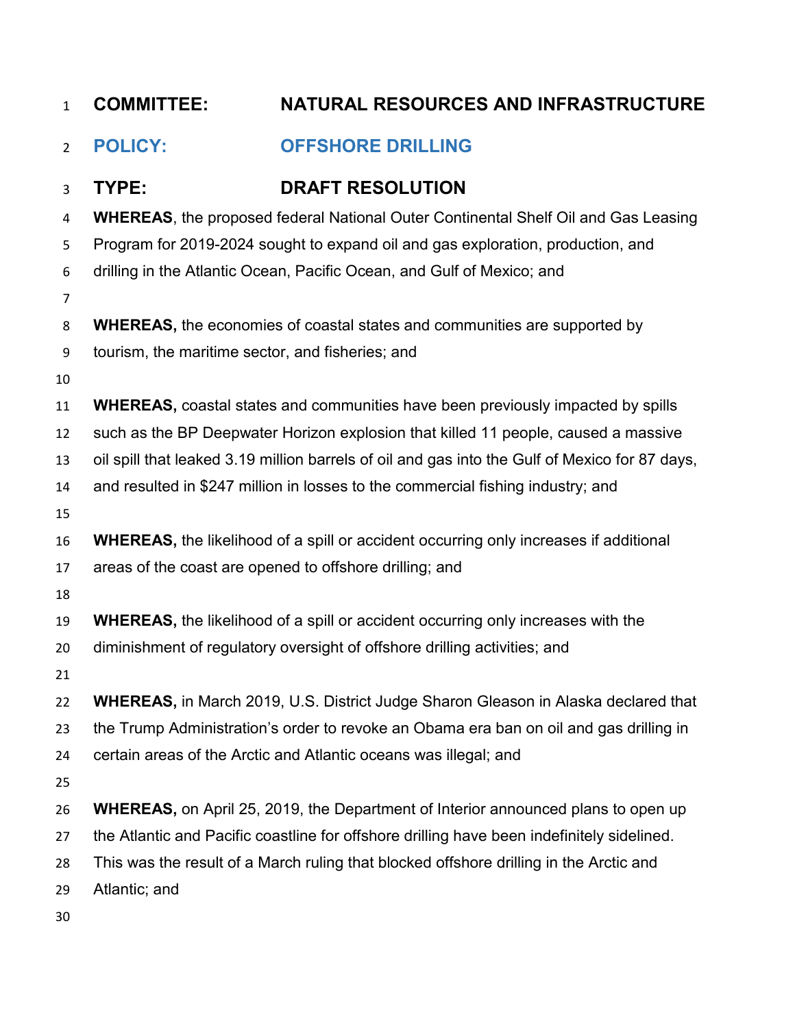**COMMITTEE:** **NATURAL RESOURCES AND INFRASTRUCTURE**

**POLICY:** **OFFSHORE DRILLING**

**TYPE:** **DRAFT RESOLUTION**

**WHEREAS**, the proposed federal National Outer Continental Shelf Oil and Gas Leasing Program for 2019-2024 sought to expand oil and gas exploration, production, and drilling in the Atlantic Ocean, Pacific Ocean, and Gulf of Mexico; and

**WHEREAS,** the economies of coastal states and communities are supported by tourism, the maritime sector, and fisheries; and

**WHEREAS,** coastal states and communities have been previously impacted by spills such as the BP Deepwater Horizon explosion that killed 11 people, caused a massive oil spill that leaked 3.19 million barrels of oil and gas into the Gulf of Mexico for 87 days, and resulted in $247 million in losses to the commercial fishing industry; and

**WHEREAS,** the likelihood of a spill or accident occurring only increases if additional areas of the coast are opened to offshore drilling; and

**WHEREAS,** the likelihood of a spill or accident occurring only increases with the diminishment of regulatory oversight of offshore drilling activities; and

**WHEREAS,** in March 2019, U.S. District Judge Sharon Gleason in Alaska declared that the Trump Administration's order to revoke an Obama era ban on oil and gas drilling in certain areas of the Arctic and Atlantic oceans was illegal; and

**WHEREAS,** on April 25, 2019, the Department of Interior announced plans to open up the Atlantic and Pacific coastline for offshore drilling have been indefinitely sidelined. This was the result of a March ruling that blocked offshore drilling in the Arctic and Atlantic; and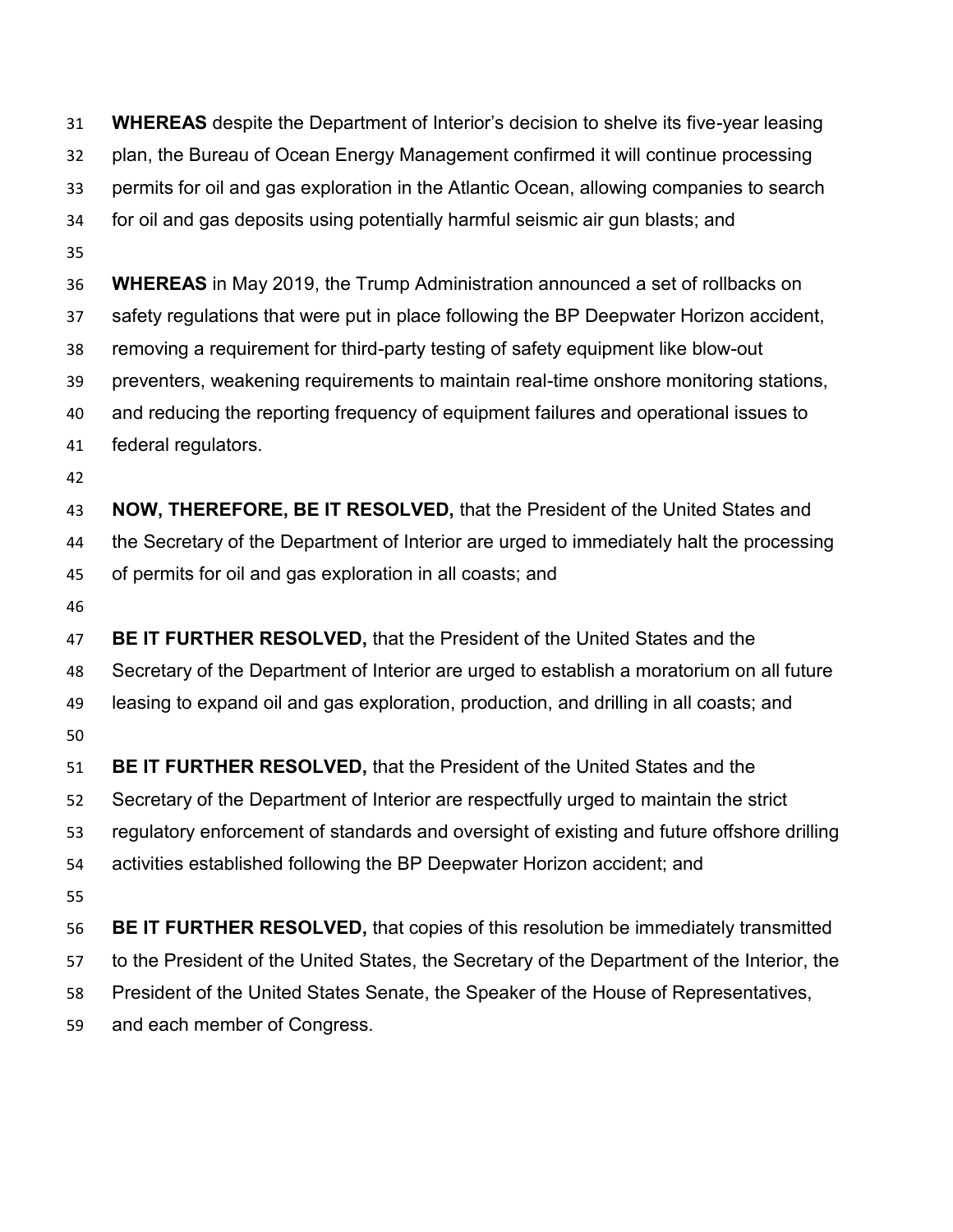**WHEREAS** despite the Department of Interior's decision to shelve its five-year leasing plan, the Bureau of Ocean Energy Management confirmed it will continue processing permits for oil and gas exploration in the Atlantic Ocean, allowing companies to search for oil and gas deposits using potentially harmful seismic air gun blasts; and

**WHEREAS** in May 2019, the Trump Administration announced a set of rollbacks on safety regulations that were put in place following the BP Deepwater Horizon accident, removing a requirement for third-party testing of safety equipment like blow-out preventers, weakening requirements to maintain real-time onshore monitoring stations, and reducing the reporting frequency of equipment failures and operational issues to federal regulators.

**NOW, THEREFORE, BE IT RESOLVED,** that the President of the United States and the Secretary of the Department of Interior are urged to immediately halt the processing of permits for oil and gas exploration in all coasts; and

**BE IT FURTHER RESOLVED,** that the President of the United States and the Secretary of the Department of Interior are urged to establish a moratorium on all future leasing to expand oil and gas exploration, production, and drilling in all coasts; and

**BE IT FURTHER RESOLVED,** that the President of the United States and the Secretary of the Department of Interior are respectfully urged to maintain the strict regulatory enforcement of standards and oversight of existing and future offshore drilling activities established following the BP Deepwater Horizon accident; and

**BE IT FURTHER RESOLVED,** that copies of this resolution be immediately transmitted to the President of the United States, the Secretary of the Department of the Interior, the President of the United States Senate, the Speaker of the House of Representatives, and each member of Congress.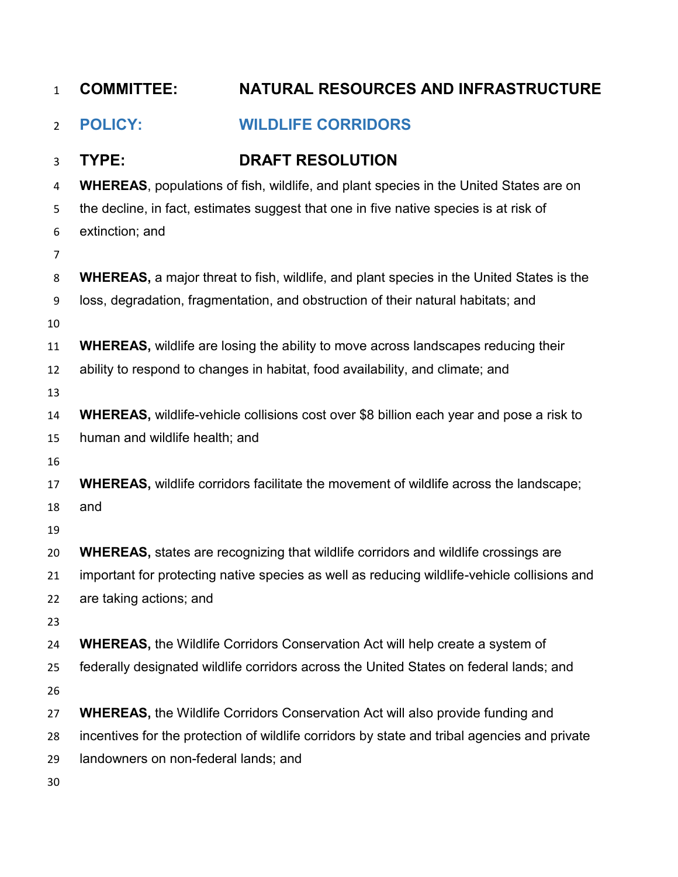**COMMITTEE: NATURAL RESOURCES AND INFRASTRUCTURE**

**POLICY: WILDLIFE CORRIDORS**

**TYPE: DRAFT RESOLUTION**

**WHEREAS**, populations of fish, wildlife, and plant species in the United States are on the decline, in fact, estimates suggest that one in five native species is at risk of extinction; and

**WHEREAS,** a major threat to fish, wildlife, and plant species in the United States is the loss, degradation, fragmentation, and obstruction of their natural habitats; and

**WHEREAS,** wildlife are losing the ability to move across landscapes reducing their ability to respond to changes in habitat, food availability, and climate; and

**WHEREAS,** wildlife-vehicle collisions cost over $8 billion each year and pose a risk to human and wildlife health; and

**WHEREAS,** wildlife corridors facilitate the movement of wildlife across the landscape; and

**WHEREAS,** states are recognizing that wildlife corridors and wildlife crossings are important for protecting native species as well as reducing wildlife-vehicle collisions and are taking actions; and

**WHEREAS,** the Wildlife Corridors Conservation Act will help create a system of federally designated wildlife corridors across the United States on federal lands; and

**WHEREAS,** the Wildlife Corridors Conservation Act will also provide funding and incentives for the protection of wildlife corridors by state and tribal agencies and private landowners on non-federal lands; and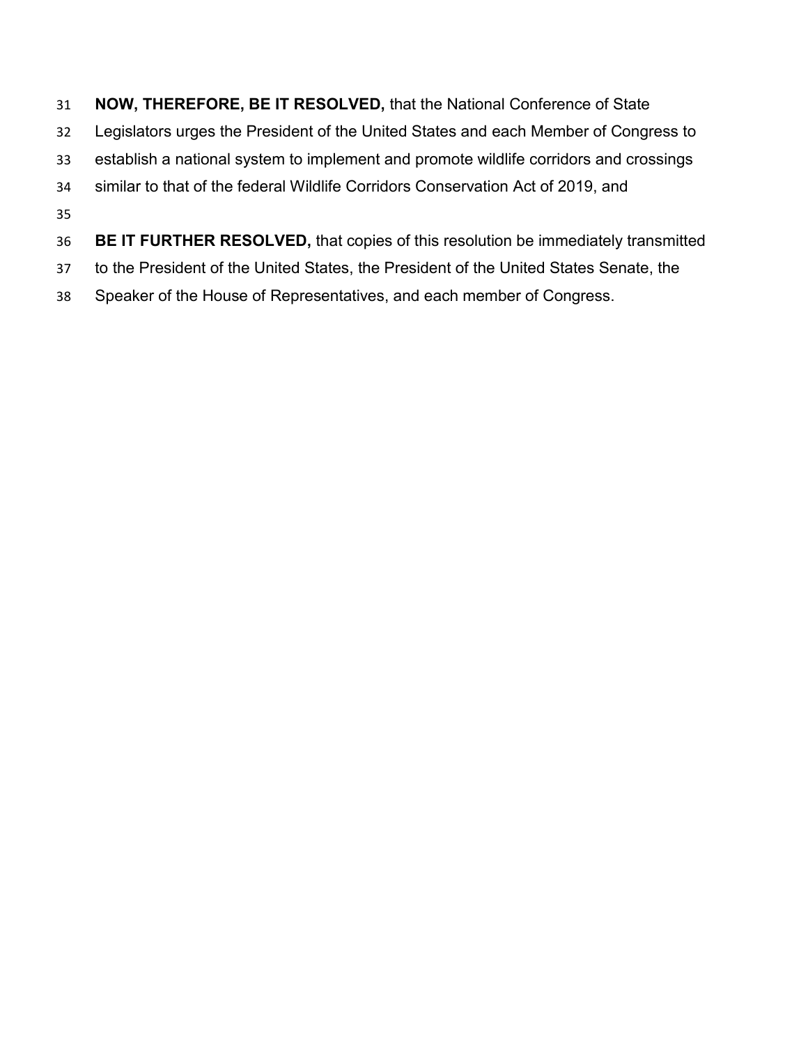**NOW, THEREFORE, BE IT RESOLVED,** that the National Conference of State Legislators urges the President of the United States and each Member of Congress to establish a national system to implement and promote wildlife corridors and crossings similar to that of the federal Wildlife Corridors Conservation Act of 2019, and

**BE IT FURTHER RESOLVED,** that copies of this resolution be immediately transmitted to the President of the United States, the President of the United States Senate, the Speaker of the House of Representatives, and each member of Congress.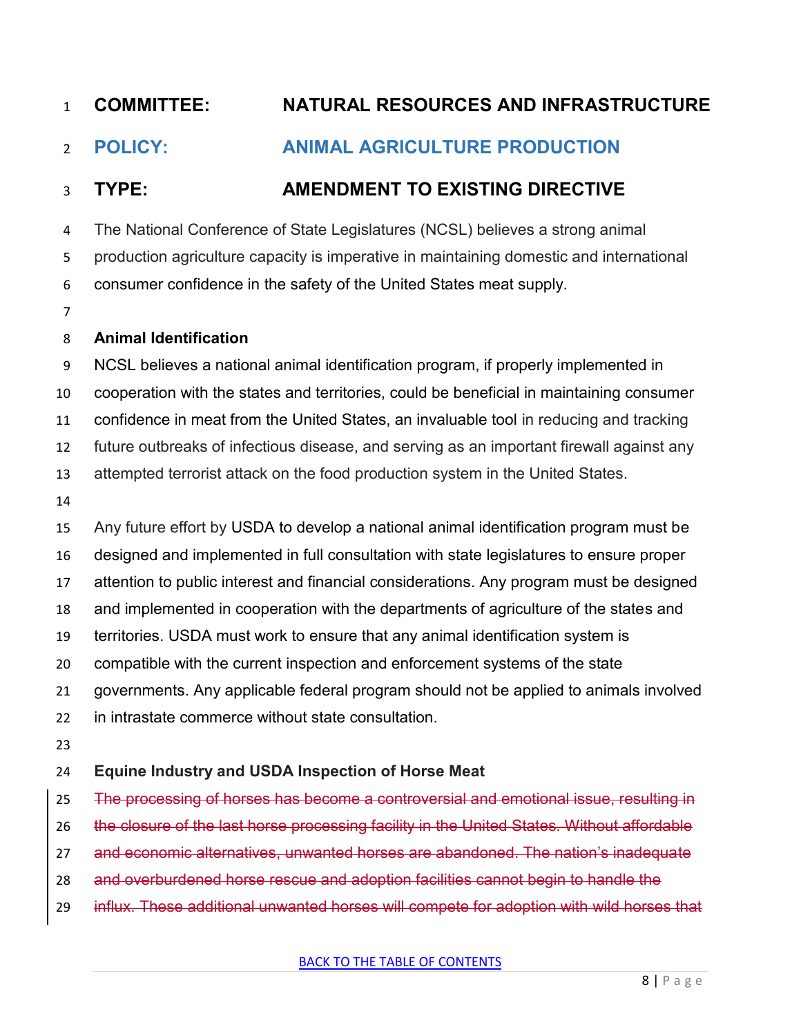**COMMITTEE: NATURAL RESOURCES AND INFRASTRUCTURE**

**POLICY: ANIMAL AGRICULTURE PRODUCTION**

**TYPE: AMENDMENT TO EXISTING DIRECTIVE**

The National Conference of State Legislatures (NCSL) believes a strong animal production agriculture capacity is imperative in maintaining domestic and international consumer confidence in the safety of the United States meat supply.

**Animal Identification**

NCSL believes a national animal identification program, if properly implemented in cooperation with the states and territories, could be beneficial in maintaining consumer confidence in meat from the United States, an invaluable tool in reducing and tracking future outbreaks of infectious disease, and serving as an important firewall against any attempted terrorist attack on the food production system in the United States.

Any future effort by USDA to develop a national animal identification program must be designed and implemented in full consultation with state legislatures to ensure proper attention to public interest and financial considerations. Any program must be designed and implemented in cooperation with the departments of agriculture of the states and territories. USDA must work to ensure that any animal identification system is compatible with the current inspection and enforcement systems of the state governments. Any applicable federal program should not be applied to animals involved in intrastate commerce without state consultation.

**Equine Industry and USDA Inspection of Horse Meat**

~~The processing of horses has become a controversial and emotional issue, resulting in the closure of the last horse processing facility in the United States. Without affordable and economic alternatives, unwanted horses are abandoned. The nation's inadequate and overburdened horse rescue and adoption facilities cannot begin to handle the influx. These additional unwanted horses will compete for adoption with wild horses that~~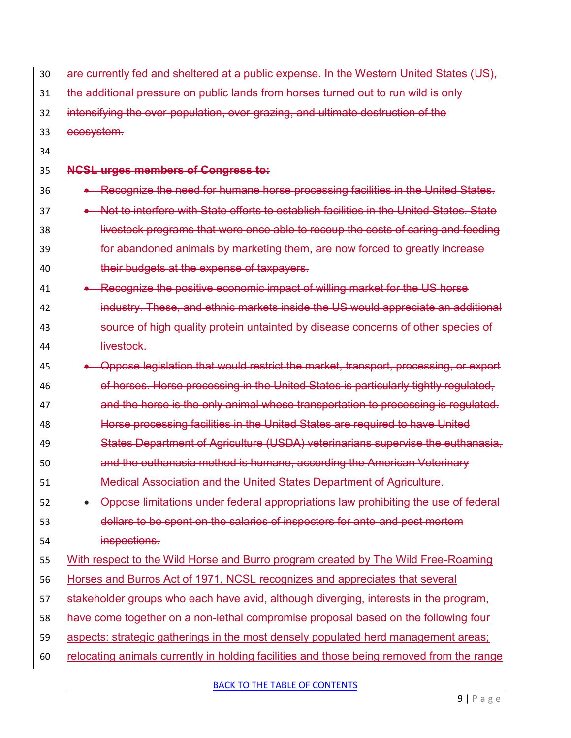~~are currently fed and sheltered at a public expense. In the Western United States (US), the additional pressure on public lands from horses turned out to run wild is only intensifying the over-population, over-grazing, and ultimate destruction of the ecosystem.~~

~~**NCSL urges members of Congress to:**~~

- ~~Recognize the need for humane horse processing facilities in the United States.~~
- ~~Not to interfere with State efforts to establish facilities in the United States. State livestock programs that were once able to recoup the costs of caring and feeding for abandoned animals by marketing them, are now forced to greatly increase their budgets at the expense of taxpayers.~~
- ~~Recognize the positive economic impact of willing market for the US horse industry. These, and ethnic markets inside the US would appreciate an additional source of high quality protein untainted by disease concerns of other species of livestock.~~
- ~~Oppose legislation that would restrict the market, transport, processing, or export of horses. Horse processing in the United States is particularly tightly regulated, and the horse is the only animal whose transportation to processing is regulated. Horse processing facilities in the United States are required to have United States Department of Agriculture (USDA) veterinarians supervise the euthanasia, and the euthanasia method is humane, according the American Veterinary Medical Association and the United States Department of Agriculture.~~
- ~~Oppose limitations under federal appropriations law prohibiting the use of federal dollars to be spent on the salaries of inspectors for ante-and post mortem inspections.~~

<u>With respect to the Wild Horse and Burro program created by The Wild Free-Roaming Horses and Burros Act of 1971, NCSL recognizes and appreciates that several stakeholder groups who each have avid, although diverging, interests in the program, have come together on a non-lethal compromise proposal based on the following four aspects: strategic gatherings in the most densely populated herd management areas; relocating animals currently in holding facilities and those being removed from the range</u>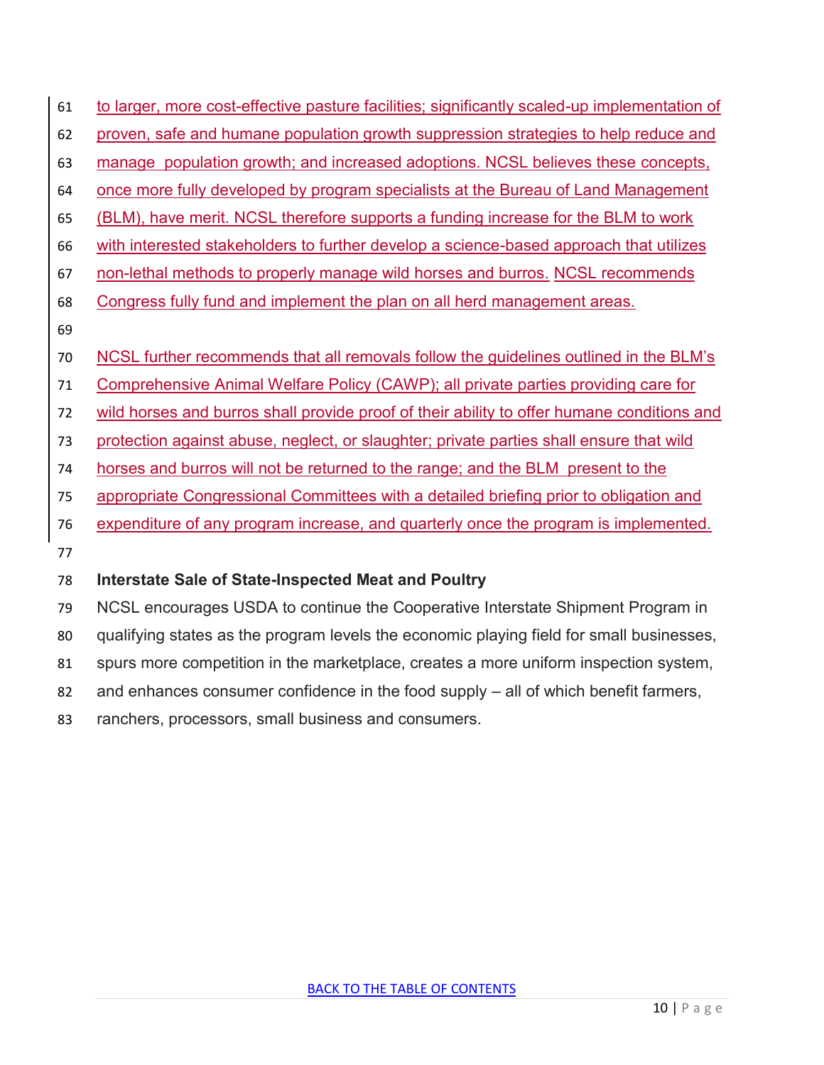to larger, more cost-effective pasture facilities; significantly scaled-up implementation of proven, safe and humane population growth suppression strategies to help reduce and manage population growth; and increased adoptions. NCSL believes these concepts, once more fully developed by program specialists at the Bureau of Land Management (BLM), have merit. NCSL therefore supports a funding increase for the BLM to work with interested stakeholders to further develop a science-based approach that utilizes non-lethal methods to properly manage wild horses and burros. NCSL recommends Congress fully fund and implement the plan on all herd management areas.

NCSL further recommends that all removals follow the guidelines outlined in the BLM's Comprehensive Animal Welfare Policy (CAWP); all private parties providing care for wild horses and burros shall provide proof of their ability to offer humane conditions and protection against abuse, neglect, or slaughter; private parties shall ensure that wild horses and burros will not be returned to the range; and the BLM present to the appropriate Congressional Committees with a detailed briefing prior to obligation and expenditure of any program increase, and quarterly once the program is implemented.

**Interstate Sale of State-Inspected Meat and Poultry**

NCSL encourages USDA to continue the Cooperative Interstate Shipment Program in qualifying states as the program levels the economic playing field for small businesses, spurs more competition in the marketplace, creates a more uniform inspection system, and enhances consumer confidence in the food supply – all of which benefit farmers, ranchers, processors, small business and consumers.

BACK TO THE TABLE OF CONTENTS